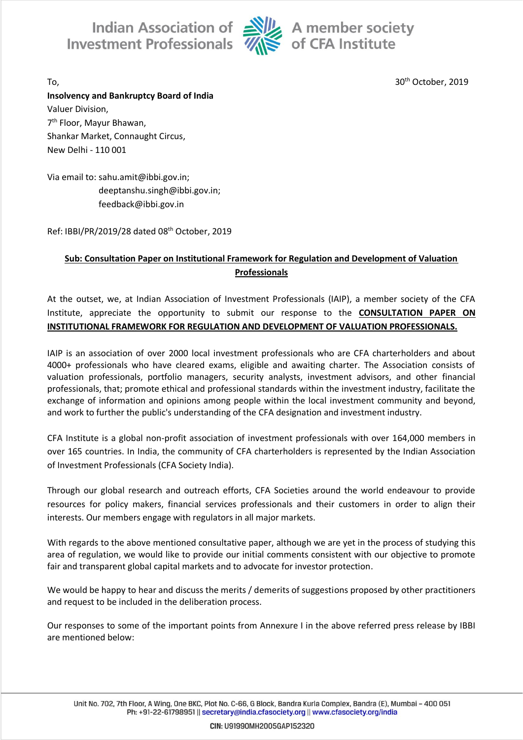To,

30th October, 2019

**Insolvency and Bankruptcy Board of India**
Valuer Division,
7th Floor, Mayur Bhawan,
Shankar Market, Connaught Circus,
New Delhi - 110 001

Via email to: sahu.amit@ibbi.gov.in;
deeptanshu.singh@ibbi.gov.in;
feedback@ibbi.gov.in

Ref: IBBI/PR/2019/28 dated 08th October, 2019

**Sub: Consultation Paper on Institutional Framework for Regulation and Development of Valuation Professionals**

At the outset, we, at Indian Association of Investment Professionals (IAIP), a member society of the CFA Institute, appreciate the opportunity to submit our response to the **CONSULTATION PAPER ON INSTITUTIONAL FRAMEWORK FOR REGULATION AND DEVELOPMENT OF VALUATION PROFESSIONALS.**

IAIP is an association of over 2000 local investment professionals who are CFA charterholders and about 4000+ professionals who have cleared exams, eligible and awaiting charter. The Association consists of valuation professionals, portfolio managers, security analysts, investment advisors, and other financial professionals, that; promote ethical and professional standards within the investment industry, facilitate the exchange of information and opinions among people within the local investment community and beyond, and work to further the public's understanding of the CFA designation and investment industry.

CFA Institute is a global non-profit association of investment professionals with over 164,000 members in over 165 countries. In India, the community of CFA charterholders is represented by the Indian Association of Investment Professionals (CFA Society India).

Through our global research and outreach efforts, CFA Societies around the world endeavour to provide resources for policy makers, financial services professionals and their customers in order to align their interests. Our members engage with regulators in all major markets.

With regards to the above mentioned consultative paper, although we are yet in the process of studying this area of regulation, we would like to provide our initial comments consistent with our objective to promote fair and transparent global capital markets and to advocate for investor protection.

We would be happy to hear and discuss the merits / demerits of suggestions proposed by other practitioners and request to be included in the deliberation process.

Our responses to some of the important points from Annexure I in the above referred press release by IBBI are mentioned below: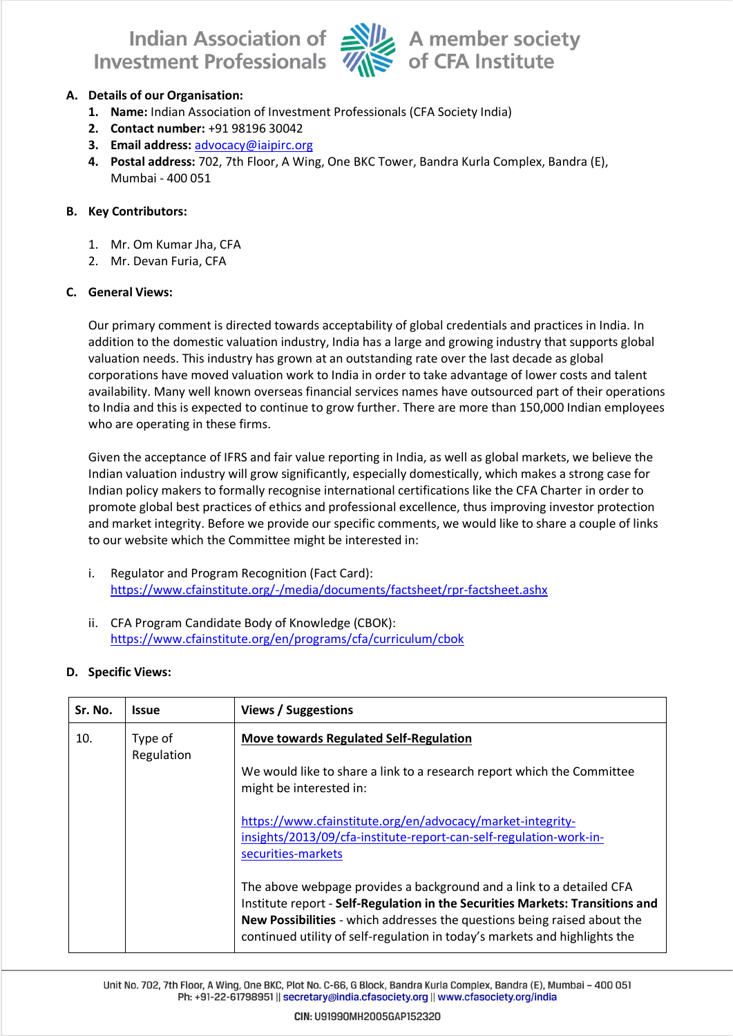**A. Details of our Organisation:**

1. **Name:** Indian Association of Investment Professionals (CFA Society India)
2. **Contact number:** +91 98196 30042
3. **Email address:** advocacy@iaipirc.org
4. **Postal address:** 702, 7th Floor, A Wing, One BKC Tower, Bandra Kurla Complex, Bandra (E), Mumbai - 400 051

**B. Key Contributors:**

1. Mr. Om Kumar Jha, CFA
2. Mr. Devan Furia, CFA

**C. General Views:**

Our primary comment is directed towards acceptability of global credentials and practices in India. In addition to the domestic valuation industry, India has a large and growing industry that supports global valuation needs. This industry has grown at an outstanding rate over the last decade as global corporations have moved valuation work to India in order to take advantage of lower costs and talent availability. Many well known overseas financial services names have outsourced part of their operations to India and this is expected to continue to grow further. There are more than 150,000 Indian employees who are operating in these firms.

Given the acceptance of IFRS and fair value reporting in India, as well as global markets, we believe the Indian valuation industry will grow significantly, especially domestically, which makes a strong case for Indian policy makers to formally recognise international certifications like the CFA Charter in order to promote global best practices of ethics and professional excellence, thus improving investor protection and market integrity. Before we provide our specific comments, we would like to share a couple of links to our website which the Committee might be interested in:

i. Regulator and Program Recognition (Fact Card): https://www.cfainstitute.org/-/media/documents/factsheet/rpr-factsheet.ashx

ii. CFA Program Candidate Body of Knowledge (CBOK): https://www.cfainstitute.org/en/programs/cfa/curriculum/cbok

**D. Specific Views:**

| Sr. No. | Issue | Views / Suggestions |
|---|---|---|
| 10. | Type of Regulation | **Move towards Regulated Self-Regulation**<br><br>We would like to share a link to a research report which the Committee might be interested in:<br><br>https://www.cfainstitute.org/en/advocacy/market-integrity-insights/2013/09/cfa-institute-report-can-self-regulation-work-in-securities-markets<br><br>The above webpage provides a background and a link to a detailed CFA Institute report - **Self-Regulation in the Securities Markets: Transitions and New Possibilities** - which addresses the questions being raised about the continued utility of self-regulation in today's markets and highlights the |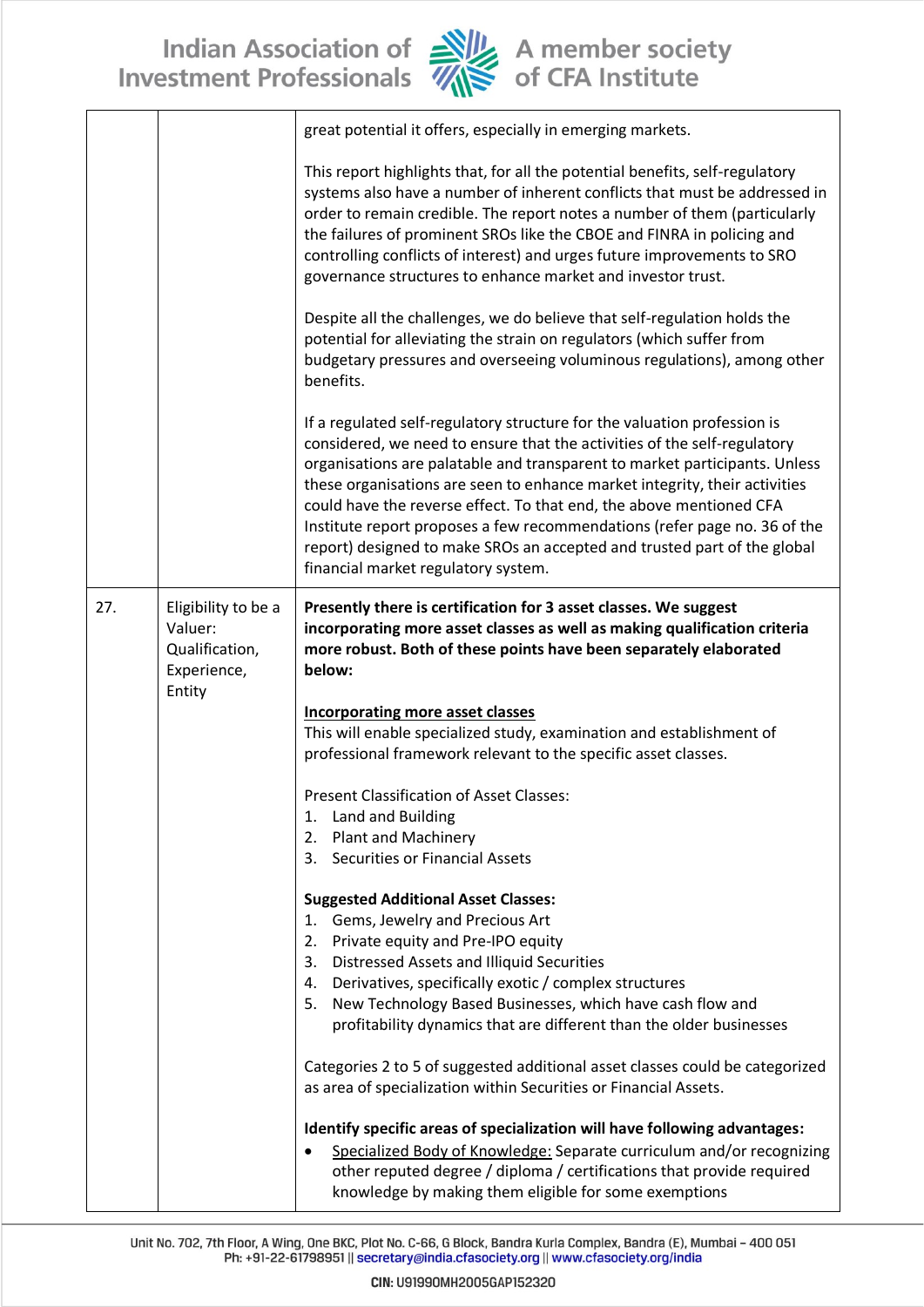| | | |
|---|---|---|
| | | great potential it offers, especially in emerging markets.<br><br>This report highlights that, for all the potential benefits, self-regulatory systems also have a number of inherent conflicts that must be addressed in order to remain credible. The report notes a number of them (particularly the failures of prominent SROs like the CBOE and FINRA in policing and controlling conflicts of interest) and urges future improvements to SRO governance structures to enhance market and investor trust.<br><br>Despite all the challenges, we do believe that self-regulation holds the potential for alleviating the strain on regulators (which suffer from budgetary pressures and overseeing voluminous regulations), among other benefits.<br><br>If a regulated self-regulatory structure for the valuation profession is considered, we need to ensure that the activities of the self-regulatory organisations are palatable and transparent to market participants. Unless these organisations are seen to enhance market integrity, their activities could have the reverse effect. To that end, the above mentioned CFA Institute report proposes a few recommendations (refer page no. 36 of the report) designed to make SROs an accepted and trusted part of the global financial market regulatory system. |
| 27. | Eligibility to be a Valuer: Qualification, Experience, Entity | **Presently there is certification for 3 asset classes. We suggest incorporating more asset classes as well as making qualification criteria more robust. Both of these points have been separately elaborated below:**<br><br><u>Incorporating more asset classes</u><br>This will enable specialized study, examination and establishment of professional framework relevant to the specific asset classes.<br><br>Present Classification of Asset Classes:<br>1. Land and Building<br>2. Plant and Machinery<br>3. Securities or Financial Assets<br><br>**Suggested Additional Asset Classes:**<br>1. Gems, Jewelry and Precious Art<br>2. Private equity and Pre-IPO equity<br>3. Distressed Assets and Illiquid Securities<br>4. Derivatives, specifically exotic / complex structures<br>5. New Technology Based Businesses, which have cash flow and profitability dynamics that are different than the older businesses<br><br>Categories 2 to 5 of suggested additional asset classes could be categorized as area of specialization within Securities or Financial Assets.<br><br>**Identify specific areas of specialization will have following advantages:**<br>• <u>Specialized Body of Knowledge:</u> Separate curriculum and/or recognizing other reputed degree / diploma / certifications that provide required knowledge by making them eligible for some exemptions |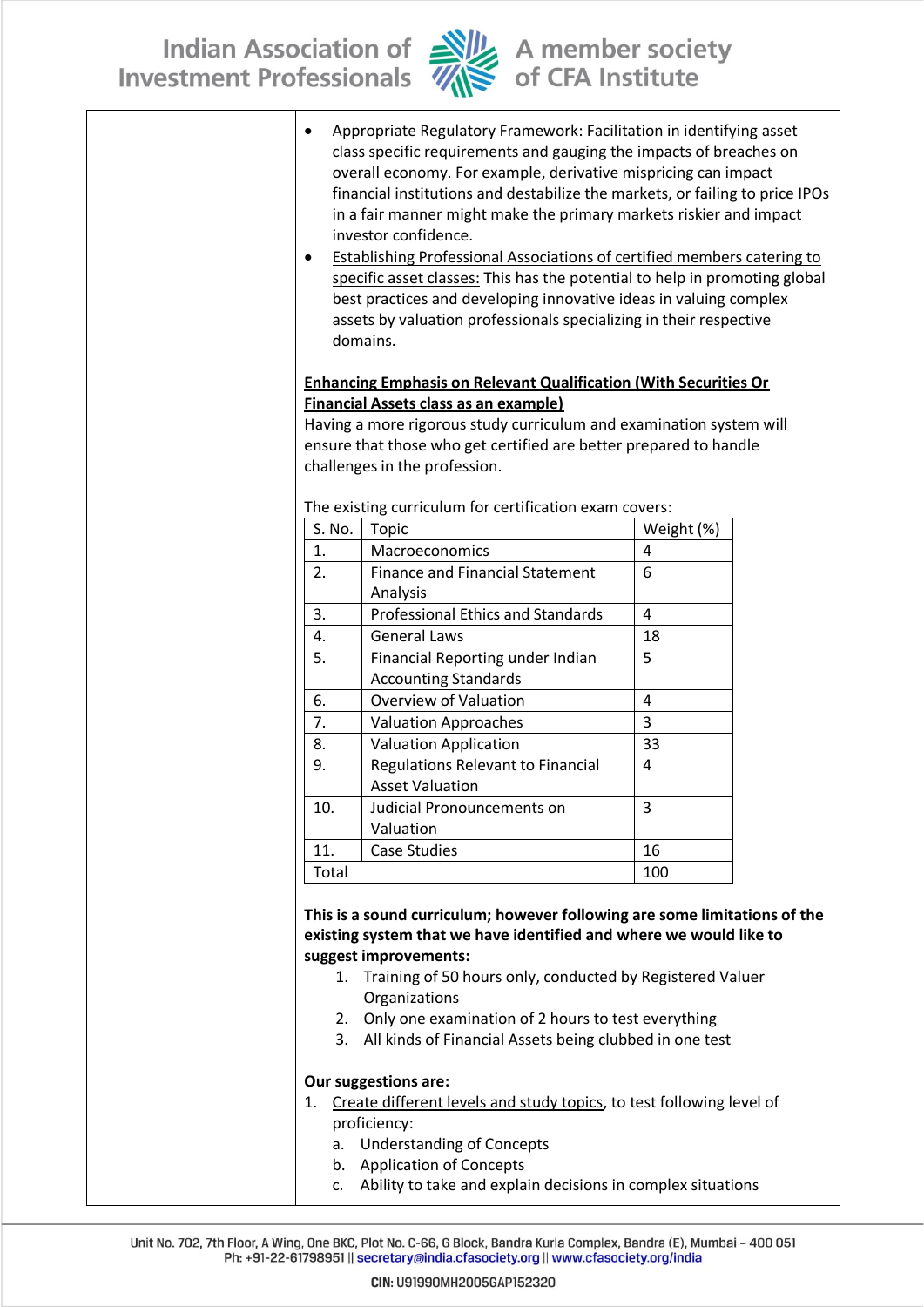- Appropriate Regulatory Framework: Facilitation in identifying asset class specific requirements and gauging the impacts of breaches on overall economy. For example, derivative mispricing can impact financial institutions and destabilize the markets, or failing to price IPOs in a fair manner might make the primary markets riskier and impact investor confidence.
- Establishing Professional Associations of certified members catering to specific asset classes: This has the potential to help in promoting global best practices and developing innovative ideas in valuing complex assets by valuation professionals specializing in their respective domains.

**Enhancing Emphasis on Relevant Qualification (With Securities Or Financial Assets class as an example)**

Having a more rigorous study curriculum and examination system will ensure that those who get certified are better prepared to handle challenges in the profession.

The existing curriculum for certification exam covers:

| S. No. | Topic | Weight (%) |
|---|---|---|
| 1. | Macroeconomics | 4 |
| 2. | Finance and Financial Statement Analysis | 6 |
| 3. | Professional Ethics and Standards | 4 |
| 4. | General Laws | 18 |
| 5. | Financial Reporting under Indian Accounting Standards | 5 |
| 6. | Overview of Valuation | 4 |
| 7. | Valuation Approaches | 3 |
| 8. | Valuation Application | 33 |
| 9. | Regulations Relevant to Financial Asset Valuation | 4 |
| 10. | Judicial Pronouncements on Valuation | 3 |
| 11. | Case Studies | 16 |
| Total | | 100 |

**This is a sound curriculum; however following are some limitations of the existing system that we have identified and where we would like to suggest improvements:**

1. Training of 50 hours only, conducted by Registered Valuer Organizations
2. Only one examination of 2 hours to test everything
3. All kinds of Financial Assets being clubbed in one test

**Our suggestions are:**

1. Create different levels and study topics, to test following level of proficiency:
   a. Understanding of Concepts
   b. Application of Concepts
   c. Ability to take and explain decisions in complex situations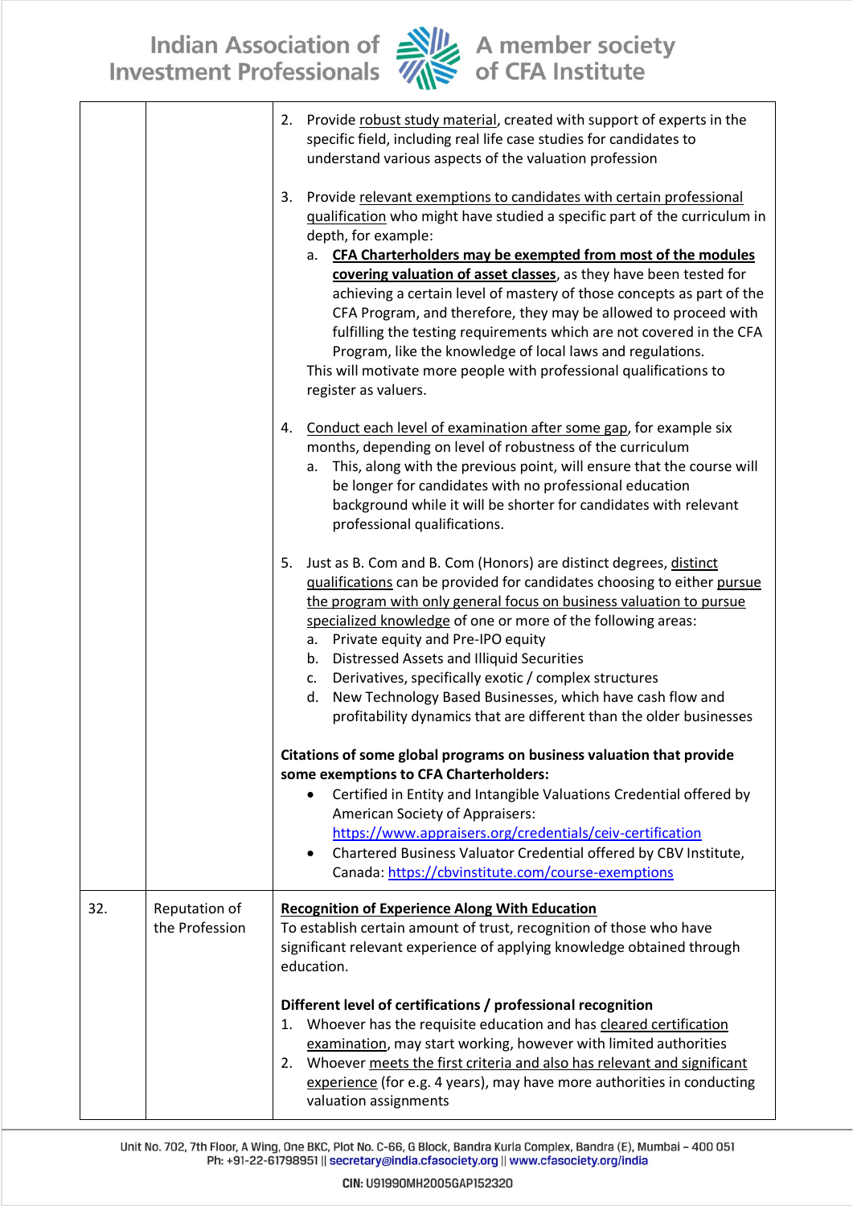| | | |
|---|---|---|
| | | 2. Provide robust study material, created with support of experts in the specific field, including real life case studies for candidates to understand various aspects of the valuation profession<br><br>3. Provide relevant exemptions to candidates with certain professional qualification who might have studied a specific part of the curriculum in depth, for example:<br>&nbsp;&nbsp;&nbsp;a. **CFA Charterholders may be exempted from most of the modules covering valuation of asset classes**, as they have been tested for achieving a certain level of mastery of those concepts as part of the CFA Program, and therefore, they may be allowed to proceed with fulfilling the testing requirements which are not covered in the CFA Program, like the knowledge of local laws and regulations.<br>This will motivate more people with professional qualifications to register as valuers.<br><br>4. Conduct each level of examination after some gap, for example six months, depending on level of robustness of the curriculum<br>&nbsp;&nbsp;&nbsp;a. This, along with the previous point, will ensure that the course will be longer for candidates with no professional education background while it will be shorter for candidates with relevant professional qualifications.<br><br>5. Just as B. Com and B. Com (Honors) are distinct degrees, distinct qualifications can be provided for candidates choosing to either pursue the program with only general focus on business valuation to pursue specialized knowledge of one or more of the following areas:<br>&nbsp;&nbsp;&nbsp;a. Private equity and Pre-IPO equity<br>&nbsp;&nbsp;&nbsp;b. Distressed Assets and Illiquid Securities<br>&nbsp;&nbsp;&nbsp;c. Derivatives, specifically exotic / complex structures<br>&nbsp;&nbsp;&nbsp;d. New Technology Based Businesses, which have cash flow and profitability dynamics that are different than the older businesses<br><br>**Citations of some global programs on business valuation that provide some exemptions to CFA Charterholders:**<br>• Certified in Entity and Intangible Valuations Credential offered by American Society of Appraisers: https://www.appraisers.org/credentials/ceiv-certification<br>• Chartered Business Valuator Credential offered by CBV Institute, Canada: https://cbvinstitute.com/course-exemptions |
| 32. | Reputation of the Profession | **Recognition of Experience Along With Education**<br>To establish certain amount of trust, recognition of those who have significant relevant experience of applying knowledge obtained through education.<br><br>**Different level of certifications / professional recognition**<br>1. Whoever has the requisite education and has cleared certification examination, may start working, however with limited authorities<br>2. Whoever meets the first criteria and also has relevant and significant experience (for e.g. 4 years), may have more authorities in conducting valuation assignments |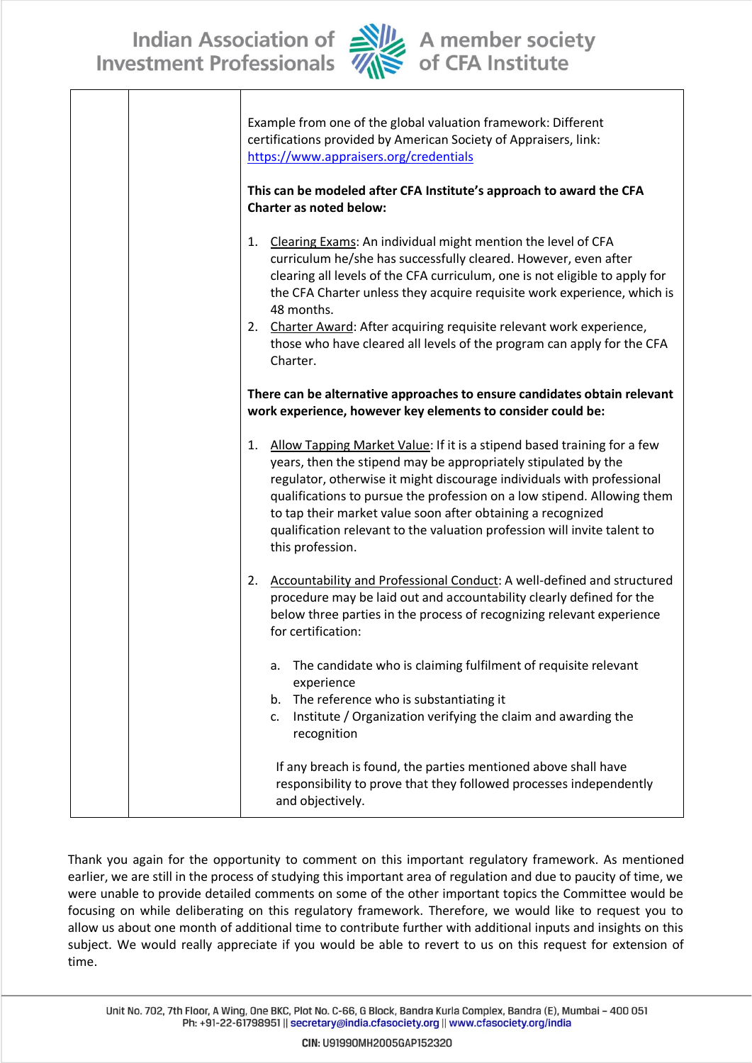| | | Example from one of the global valuation framework: Different certifications provided by American Society of Appraisers, link: https://www.appraisers.org/credentials<br><br>**This can be modeled after CFA Institute's approach to award the CFA Charter as noted below:**<br><br>1. Clearing Exams: An individual might mention the level of CFA curriculum he/she has successfully cleared. However, even after clearing all levels of the CFA curriculum, one is not eligible to apply for the CFA Charter unless they acquire requisite work experience, which is 48 months.<br>2. Charter Award: After acquiring requisite relevant work experience, those who have cleared all levels of the program can apply for the CFA Charter.<br><br>**There can be alternative approaches to ensure candidates obtain relevant work experience, however key elements to consider could be:**<br><br>1. Allow Tapping Market Value: If it is a stipend based training for a few years, then the stipend may be appropriately stipulated by the regulator, otherwise it might discourage individuals with professional qualifications to pursue the profession on a low stipend. Allowing them to tap their market value soon after obtaining a recognized qualification relevant to the valuation profession will invite talent to this profession.<br><br>2. Accountability and Professional Conduct: A well-defined and structured procedure may be laid out and accountability clearly defined for the below three parties in the process of recognizing relevant experience for certification:<br><br>a. The candidate who is claiming fulfilment of requisite relevant experience<br>b. The reference who is substantiating it<br>c. Institute / Organization verifying the claim and awarding the recognition<br><br>If any breach is found, the parties mentioned above shall have responsibility to prove that they followed processes independently and objectively. |
|---|---|---|

Thank you again for the opportunity to comment on this important regulatory framework. As mentioned earlier, we are still in the process of studying this important area of regulation and due to paucity of time, we were unable to provide detailed comments on some of the other important topics the Committee would be focusing on while deliberating on this regulatory framework. Therefore, we would like to request you to allow us about one month of additional time to contribute further with additional inputs and insights on this subject. We would really appreciate if you would be able to revert to us on this request for extension of time.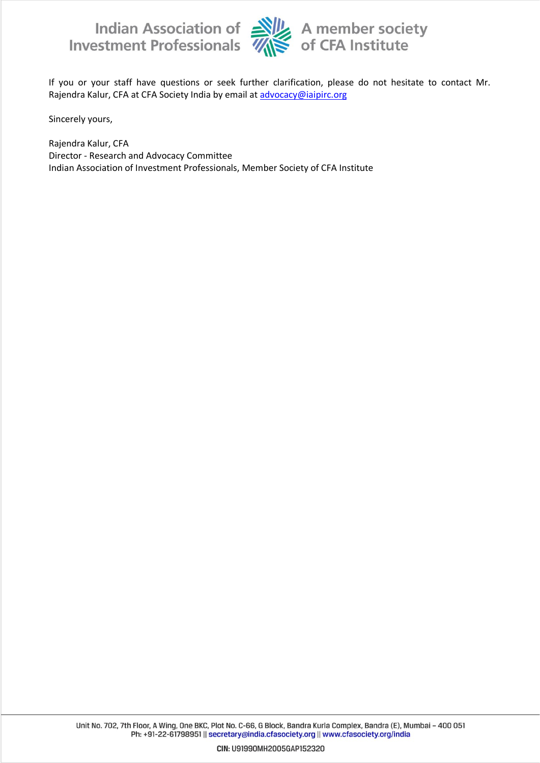If you or your staff have questions or seek further clarification, please do not hesitate to contact Mr. Rajendra Kalur, CFA at CFA Society India by email at [advocacy@iaipirc.org](mailto:advocacy@iaipirc.org)

Sincerely yours,

Rajendra Kalur, CFA
Director - Research and Advocacy Committee
Indian Association of Investment Professionals, Member Society of CFA Institute